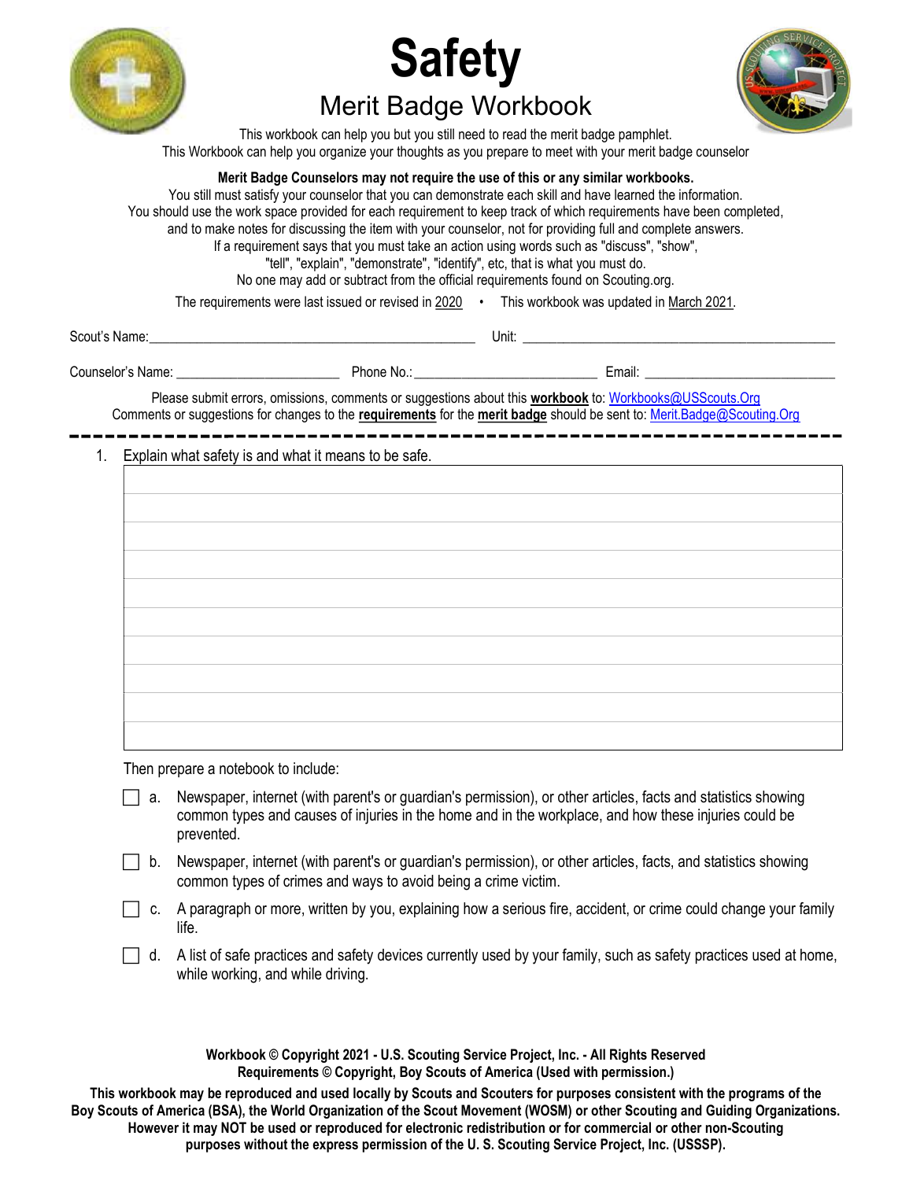# Safety

## Merit Badge Workbook

This workbook can help you but you still need to read the merit badge pamphlet.
This Workbook can help you organize your thoughts as you prepare to meet with your merit badge counselor

**Merit Badge Counselors may not require the use of this or any similar workbooks.**
You still must satisfy your counselor that you can demonstrate each skill and have learned the information.
You should use the work space provided for each requirement to keep track of which requirements have been completed, and to make notes for discussing the item with your counselor, not for providing full and complete answers.
If a requirement says that you must take an action using words such as "discuss", "show", "tell", "explain", "demonstrate", "identify", etc, that is what you must do.
No one may add or subtract from the official requirements found on Scouting.org.

The requirements were last issued or revised in 2020 • This workbook was updated in March 2021.

Scout's Name:________________________________ Unit: ________________________________

Counselor's Name: ____________________ Phone No.: ______________________ Email: ______________________

Please submit errors, omissions, comments or suggestions about this **workbook** to: Workbooks@USScouts.Org
Comments or suggestions for changes to the **requirements** for the **merit badge** should be sent to: Merit.Badge@Scouting.Org

---

1. Explain what safety is and what it means to be safe.

| |
|---|
| |
| |
| |
| |
| |
| |
| |
| |
| |

Then prepare a notebook to include:

- [ ] a. Newspaper, internet (with parent's or guardian's permission), or other articles, facts and statistics showing common types and causes of injuries in the home and in the workplace, and how these injuries could be prevented.
- [ ] b. Newspaper, internet (with parent's or guardian's permission), or other articles, facts, and statistics showing common types of crimes and ways to avoid being a crime victim.
- [ ] c. A paragraph or more, written by you, explaining how a serious fire, accident, or crime could change your family life.
- [ ] d. A list of safe practices and safety devices currently used by your family, such as safety practices used at home, while working, and while driving.

**Workbook © Copyright 2021 - U.S. Scouting Service Project, Inc. - All Rights Reserved**
**Requirements © Copyright, Boy Scouts of America (Used with permission.)**

**This workbook may be reproduced and used locally by Scouts and Scouters for purposes consistent with the programs of the Boy Scouts of America (BSA), the World Organization of the Scout Movement (WOSM) or other Scouting and Guiding Organizations. However it may NOT be used or reproduced for electronic redistribution or for commercial or other non-Scouting purposes without the express permission of the U. S. Scouting Service Project, Inc. (USSSP).**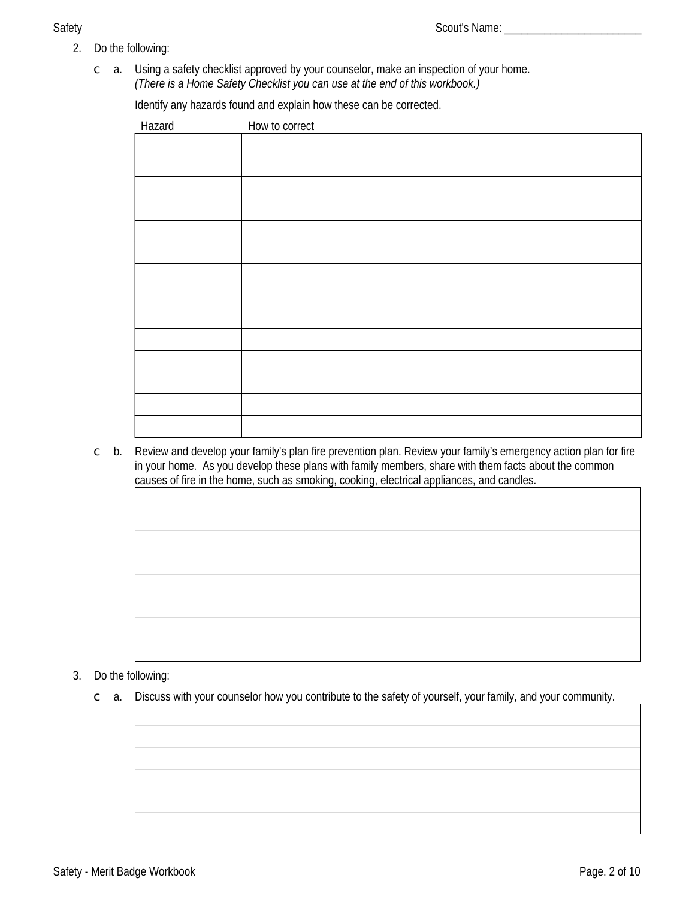2. Do the following:

   c a. Using a safety checklist approved by your counselor, make an inspection of your home.
   *(There is a Home Safety Checklist you can use at the end of this workbook.)*

   Identify any hazards found and explain how these can be corrected.

| Hazard | How to correct |
|---|---|
| | |
| | |
| | |
| | |
| | |
| | |
| | |
| | |
| | |
| | |
| | |
| | |
| | |
| | |

   c b. Review and develop your family's plan fire prevention plan. Review your family's emergency action plan for fire in your home. As you develop these plans with family members, share with them facts about the common causes of fire in the home, such as smoking, cooking, electrical appliances, and candles.

3. Do the following:

   c a. Discuss with your counselor how you contribute to the safety of yourself, your family, and your community.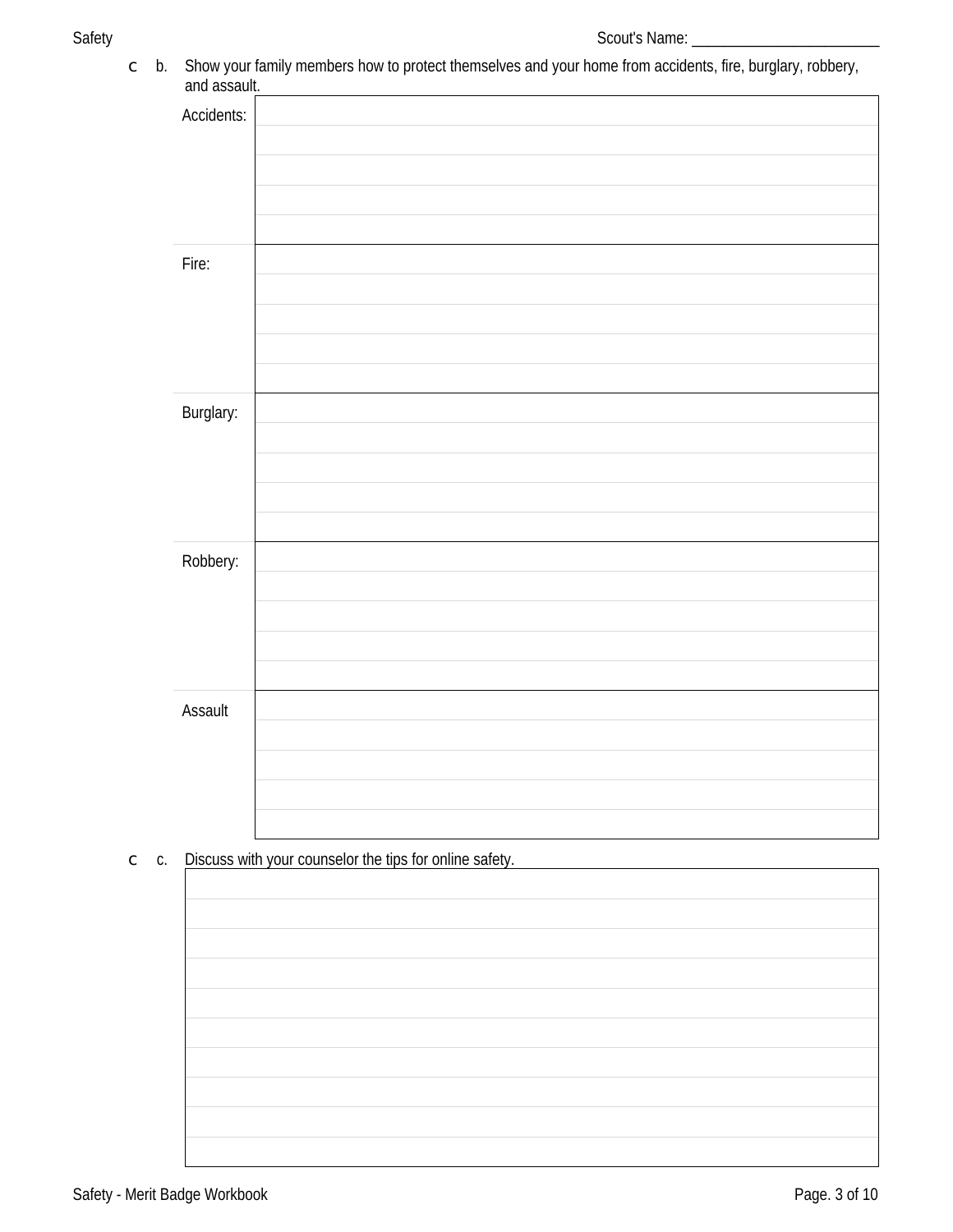Scout's Name: ________________________

- [ ] b. Show your family members how to protect themselves and your home from accidents, fire, burglary, robbery, and assault.

| | |
|---|---|
| Accidents: | |
| Fire: | |
| Burglary: | |
| Robbery: | |
| Assault | |

- [ ] c. Discuss with your counselor the tips for online safety.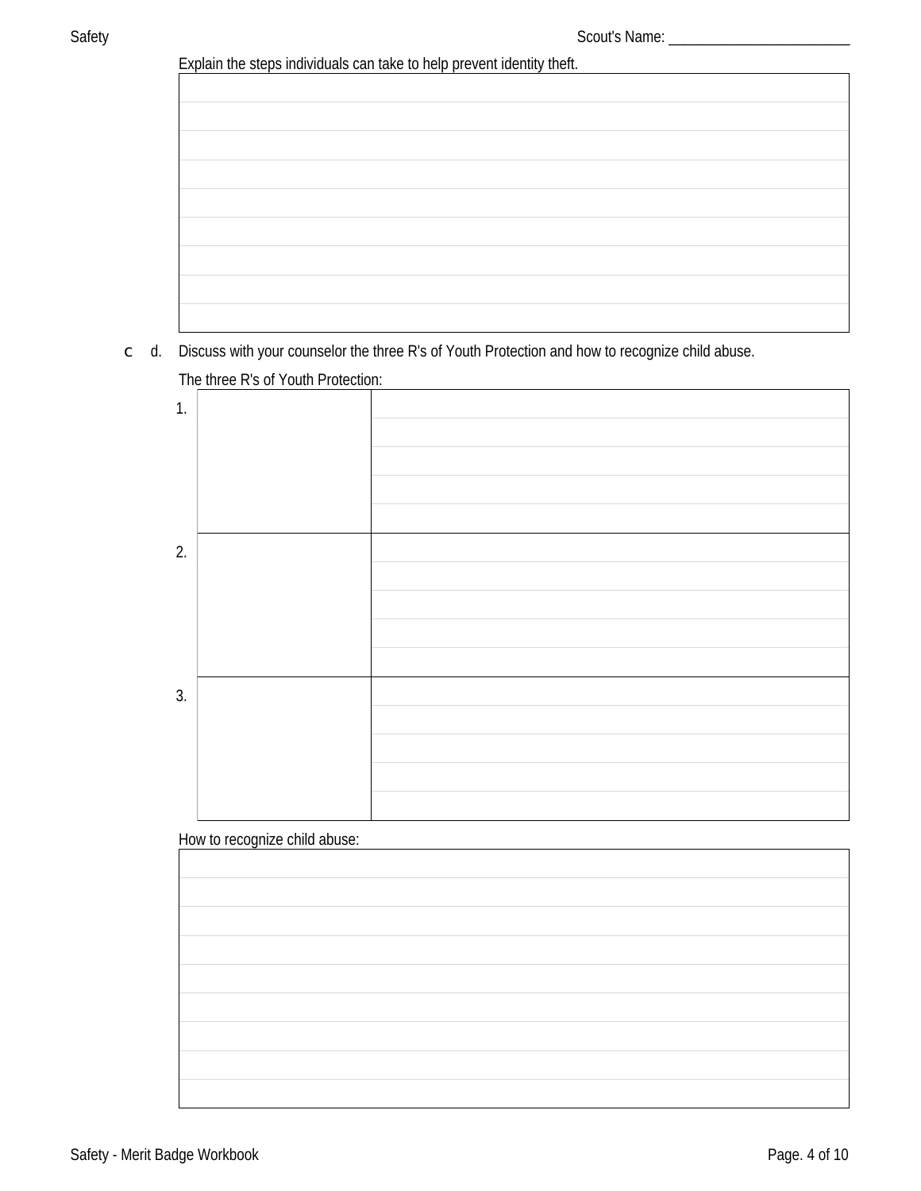Explain the steps individuals can take to help prevent identity theft.

☐ d. Discuss with your counselor the three R's of Youth Protection and how to recognize child abuse.

The three R's of Youth Protection:

| | | |
|---|---|---|
| 1. | | |
| 2. | | |
| 3. | | |

How to recognize child abuse: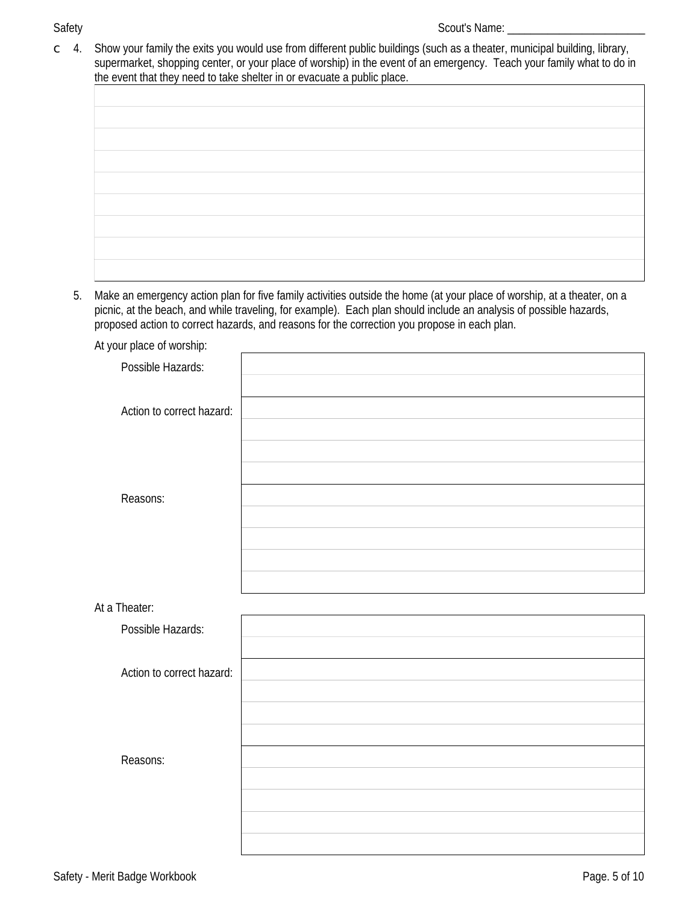c 4. Show your family the exits you would use from different public buildings (such as a theater, municipal building, library, supermarket, shopping center, or your place of worship) in the event of an emergency. Teach your family what to do in the event that they need to take shelter in or evacuate a public place.

5. Make an emergency action plan for five family activities outside the home (at your place of worship, at a theater, on a picnic, at the beach, and while traveling, for example). Each plan should include an analysis of possible hazards, proposed action to correct hazards, and reasons for the correction you propose in each plan.

At your place of worship:

| | |
|---|---|
| Possible Hazards: | |
| Action to correct hazard: | |
| Reasons: | |

At a Theater:

| | |
|---|---|
| Possible Hazards: | |
| Action to correct hazard: | |
| Reasons: | |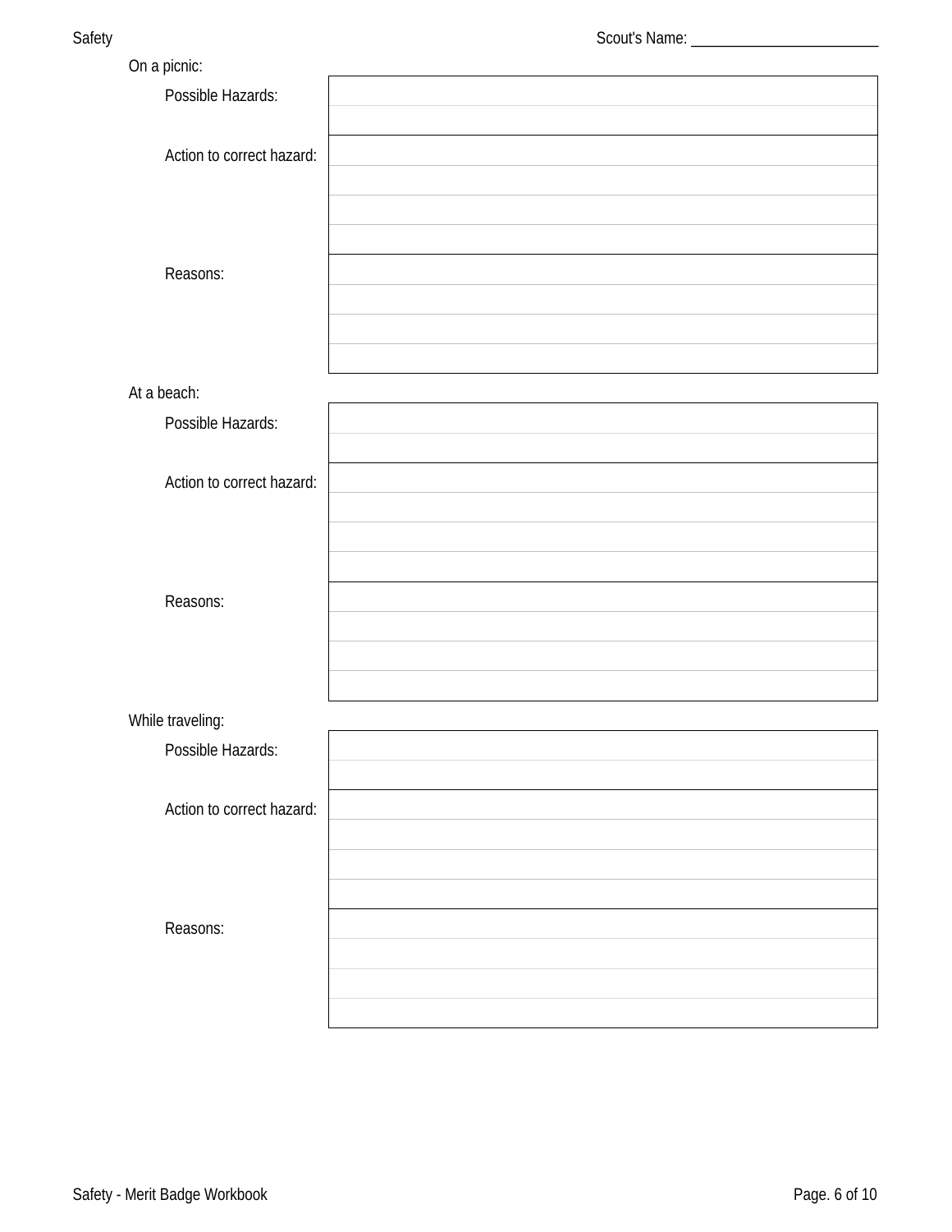Scout's Name: ________________________

On a picnic:

| Possible Hazards: | |
|---|---|
| | |
| Action to correct hazard: | |
| | |
| | |
| | |
| Reasons: | |
| | |
| | |
| | |

At a beach:

| Possible Hazards: | |
|---|---|
| | |
| Action to correct hazard: | |
| | |
| | |
| | |
| Reasons: | |
| | |
| | |
| | |

While traveling:

| Possible Hazards: | |
|---|---|
| | |
| Action to correct hazard: | |
| | |
| | |
| | |
| Reasons: | |
| | |
| | |
| | |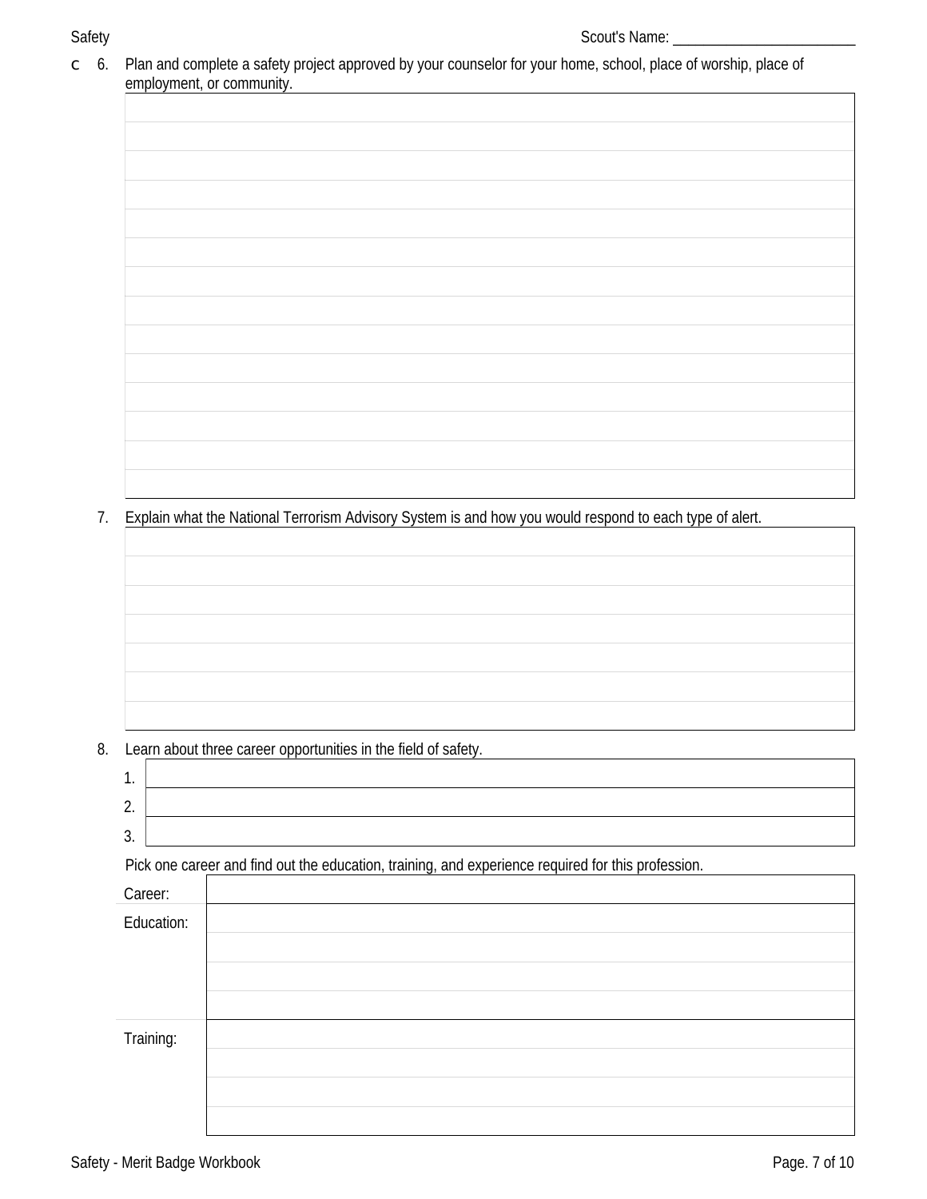Scout's Name: ________________________

c 6. Plan and complete a safety project approved by your counselor for your home, school, place of worship, place of employment, or community.

7. Explain what the National Terrorism Advisory System is and how you would respond to each type of alert.

8. Learn about three career opportunities in the field of safety.

| | |
|---|---|
| 1. | |
| 2. | |
| 3. | |

Pick one career and find out the education, training, and experience required for this profession.

| | |
|---|---|
| Career: | |
| Education: | |
| Training: | |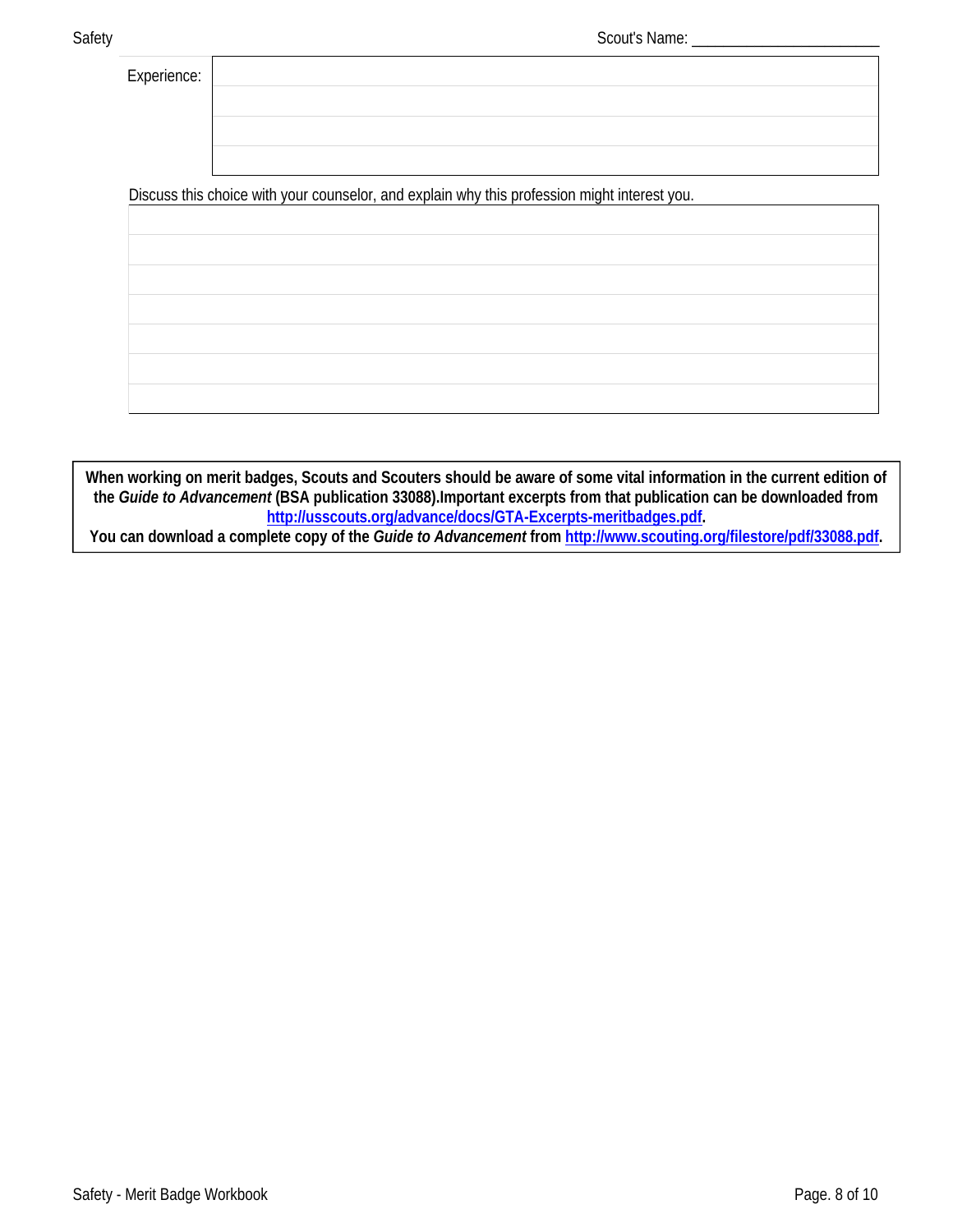Scout's Name: ________________________

Experience:

|  |
| --- |
|  |
|  |
|  |
|  |

Discuss this choice with your counselor, and explain why this profession might interest you.

|  |
| --- |
|  |
|  |
|  |
|  |
|  |
|  |
|  |

**When working on merit badges, Scouts and Scouters should be aware of some vital information in the current edition of the *Guide to Advancement* (BSA publication 33088).Important excerpts from that publication can be downloaded from [http://usscouts.org/advance/docs/GTA-Excerpts-meritbadges.pdf](http://usscouts.org/advance/docs/GTA-Excerpts-meritbadges.pdf).**
**You can download a complete copy of the *Guide to Advancement* from [http://www.scouting.org/filestore/pdf/33088.pdf](http://www.scouting.org/filestore/pdf/33088.pdf).**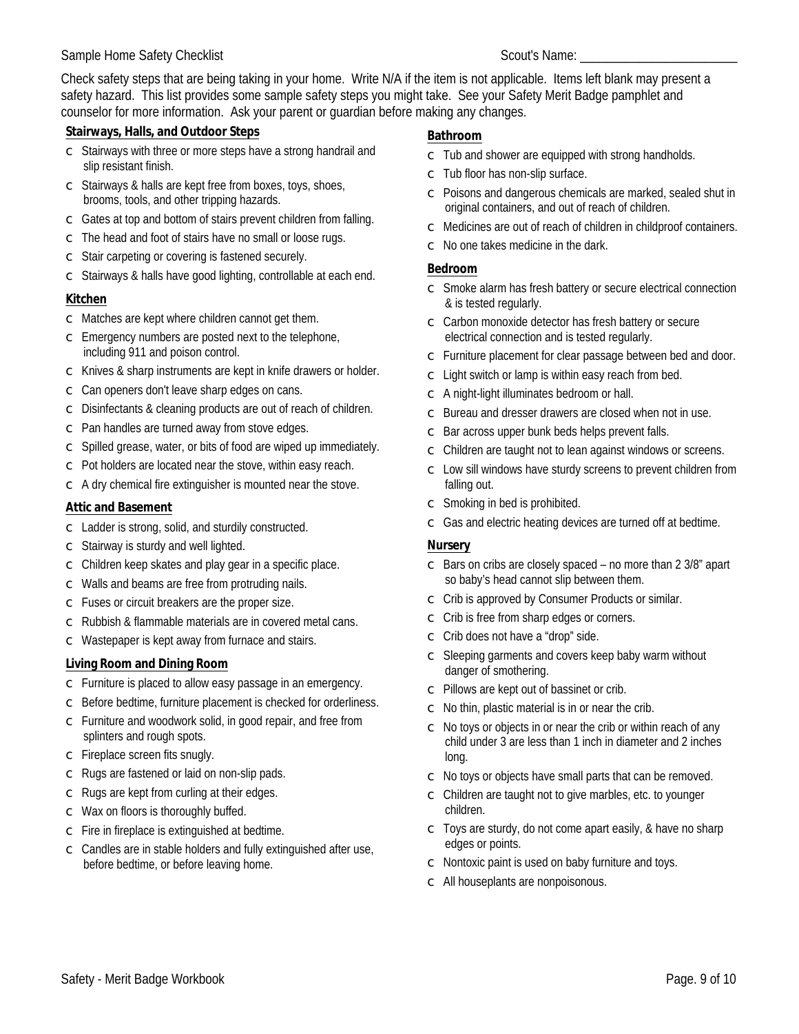Sample Home Safety Checklist

Scout's Name: ________________________

Check safety steps that are being taking in your home. Write N/A if the item is not applicable. Items left blank may present a safety hazard. This list provides some sample safety steps you might take. See your Safety Merit Badge pamphlet and counselor for more information. Ask your parent or guardian before making any changes.

**Stairways, Halls, and Outdoor Steps**

- ☐ Stairways with three or more steps have a strong handrail and slip resistant finish.
- ☐ Stairways & halls are kept free from boxes, toys, shoes, brooms, tools, and other tripping hazards.
- ☐ Gates at top and bottom of stairs prevent children from falling.
- ☐ The head and foot of stairs have no small or loose rugs.
- ☐ Stair carpeting or covering is fastened securely.
- ☐ Stairways & halls have good lighting, controllable at each end.

**Kitchen**

- ☐ Matches are kept where children cannot get them.
- ☐ Emergency numbers are posted next to the telephone, including 911 and poison control.
- ☐ Knives & sharp instruments are kept in knife drawers or holder.
- ☐ Can openers don't leave sharp edges on cans.
- ☐ Disinfectants & cleaning products are out of reach of children.
- ☐ Pan handles are turned away from stove edges.
- ☐ Spilled grease, water, or bits of food are wiped up immediately.
- ☐ Pot holders are located near the stove, within easy reach.
- ☐ A dry chemical fire extinguisher is mounted near the stove.

**Attic and Basement**

- ☐ Ladder is strong, solid, and sturdily constructed.
- ☐ Stairway is sturdy and well lighted.
- ☐ Children keep skates and play gear in a specific place.
- ☐ Walls and beams are free from protruding nails.
- ☐ Fuses or circuit breakers are the proper size.
- ☐ Rubbish & flammable materials are in covered metal cans.
- ☐ Wastepaper is kept away from furnace and stairs.

**Living Room and Dining Room**

- ☐ Furniture is placed to allow easy passage in an emergency.
- ☐ Before bedtime, furniture placement is checked for orderliness.
- ☐ Furniture and woodwork solid, in good repair, and free from splinters and rough spots.
- ☐ Fireplace screen fits snugly.
- ☐ Rugs are fastened or laid on non-slip pads.
- ☐ Rugs are kept from curling at their edges.
- ☐ Wax on floors is thoroughly buffed.
- ☐ Fire in fireplace is extinguished at bedtime.
- ☐ Candles are in stable holders and fully extinguished after use, before bedtime, or before leaving home.

**Bathroom**

- ☐ Tub and shower are equipped with strong handholds.
- ☐ Tub floor has non-slip surface.
- ☐ Poisons and dangerous chemicals are marked, sealed shut in original containers, and out of reach of children.
- ☐ Medicines are out of reach of children in childproof containers.
- ☐ No one takes medicine in the dark.

**Bedroom**

- ☐ Smoke alarm has fresh battery or secure electrical connection & is tested regularly.
- ☐ Carbon monoxide detector has fresh battery or secure electrical connection and is tested regularly.
- ☐ Furniture placement for clear passage between bed and door.
- ☐ Light switch or lamp is within easy reach from bed.
- ☐ A night-light illuminates bedroom or hall.
- ☐ Bureau and dresser drawers are closed when not in use.
- ☐ Bar across upper bunk beds helps prevent falls.
- ☐ Children are taught not to lean against windows or screens.
- ☐ Low sill windows have sturdy screens to prevent children from falling out.
- ☐ Smoking in bed is prohibited.
- ☐ Gas and electric heating devices are turned off at bedtime.

**Nursery**

- ☐ Bars on cribs are closely spaced – no more than 2 3/8" apart so baby's head cannot slip between them.
- ☐ Crib is approved by Consumer Products or similar.
- ☐ Crib is free from sharp edges or corners.
- ☐ Crib does not have a "drop" side.
- ☐ Sleeping garments and covers keep baby warm without danger of smothering.
- ☐ Pillows are kept out of bassinet or crib.
- ☐ No thin, plastic material is in or near the crib.
- ☐ No toys or objects in or near the crib or within reach of any child under 3 are less than 1 inch in diameter and 2 inches long.
- ☐ No toys or objects have small parts that can be removed.
- ☐ Children are taught not to give marbles, etc. to younger children.
- ☐ Toys are sturdy, do not come apart easily, & have no sharp edges or points.
- ☐ Nontoxic paint is used on baby furniture and toys.
- ☐ All houseplants are nonpoisonous.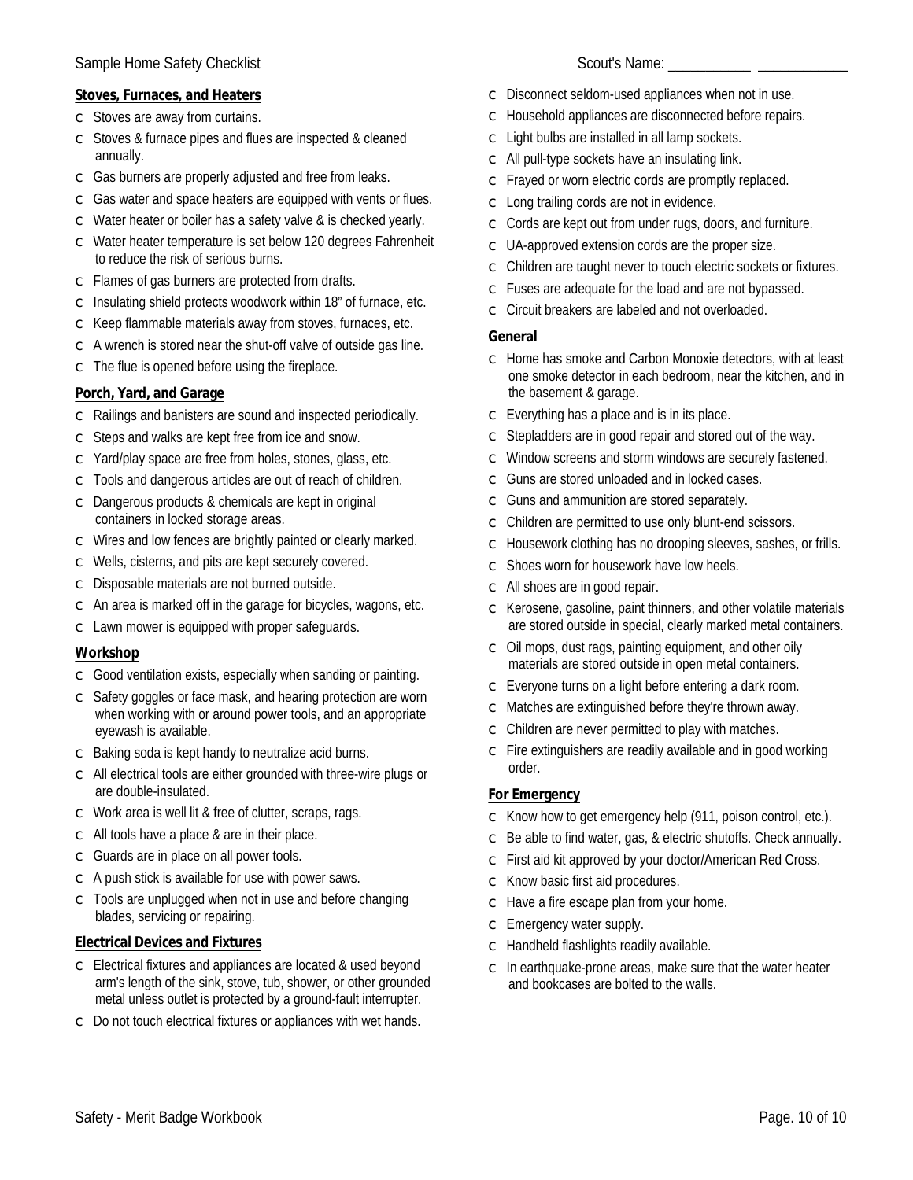Sample Home Safety Checklist

Scout's Name: ___________ ____________

**Stoves, Furnaces, and Heaters**

- Stoves are away from curtains.
- Stoves & furnace pipes and flues are inspected & cleaned annually.
- Gas burners are properly adjusted and free from leaks.
- Gas water and space heaters are equipped with vents or flues.
- Water heater or boiler has a safety valve & is checked yearly.
- Water heater temperature is set below 120 degrees Fahrenheit to reduce the risk of serious burns.
- Flames of gas burners are protected from drafts.
- Insulating shield protects woodwork within 18" of furnace, etc.
- Keep flammable materials away from stoves, furnaces, etc.
- A wrench is stored near the shut-off valve of outside gas line.
- The flue is opened before using the fireplace.

**Porch, Yard, and Garage**

- Railings and banisters are sound and inspected periodically.
- Steps and walks are kept free from ice and snow.
- Yard/play space are free from holes, stones, glass, etc.
- Tools and dangerous articles are out of reach of children.
- Dangerous products & chemicals are kept in original containers in locked storage areas.
- Wires and low fences are brightly painted or clearly marked.
- Wells, cisterns, and pits are kept securely covered.
- Disposable materials are not burned outside.
- An area is marked off in the garage for bicycles, wagons, etc.
- Lawn mower is equipped with proper safeguards.

**Workshop**

- Good ventilation exists, especially when sanding or painting.
- Safety goggles or face mask, and hearing protection are worn when working with or around power tools, and an appropriate eyewash is available.
- Baking soda is kept handy to neutralize acid burns.
- All electrical tools are either grounded with three-wire plugs or are double-insulated.
- Work area is well lit & free of clutter, scraps, rags.
- All tools have a place & are in their place.
- Guards are in place on all power tools.
- A push stick is available for use with power saws.
- Tools are unplugged when not in use and before changing blades, servicing or repairing.

**Electrical Devices and Fixtures**

- Electrical fixtures and appliances are located & used beyond arm's length of the sink, stove, tub, shower, or other grounded metal unless outlet is protected by a ground-fault interrupter.
- Do not touch electrical fixtures or appliances with wet hands.
- Disconnect seldom-used appliances when not in use.
- Household appliances are disconnected before repairs.
- Light bulbs are installed in all lamp sockets.
- All pull-type sockets have an insulating link.
- Frayed or worn electric cords are promptly replaced.
- Long trailing cords are not in evidence.
- Cords are kept out from under rugs, doors, and furniture.
- UA-approved extension cords are the proper size.
- Children are taught never to touch electric sockets or fixtures.
- Fuses are adequate for the load and are not bypassed.
- Circuit breakers are labeled and not overloaded.

**General**

- Home has smoke and Carbon Monoxie detectors, with at least one smoke detector in each bedroom, near the kitchen, and in the basement & garage.
- Everything has a place and is in its place.
- Stepladders are in good repair and stored out of the way.
- Window screens and storm windows are securely fastened.
- Guns are stored unloaded and in locked cases.
- Guns and ammunition are stored separately.
- Children are permitted to use only blunt-end scissors.
- Housework clothing has no drooping sleeves, sashes, or frills.
- Shoes worn for housework have low heels.
- All shoes are in good repair.
- Kerosene, gasoline, paint thinners, and other volatile materials are stored outside in special, clearly marked metal containers.
- Oil mops, dust rags, painting equipment, and other oily materials are stored outside in open metal containers.
- Everyone turns on a light before entering a dark room.
- Matches are extinguished before they're thrown away.
- Children are never permitted to play with matches.
- Fire extinguishers are readily available and in good working order.

**For Emergency**

- Know how to get emergency help (911, poison control, etc.).
- Be able to find water, gas, & electric shutoffs. Check annually.
- First aid kit approved by your doctor/American Red Cross.
- Know basic first aid procedures.
- Have a fire escape plan from your home.
- Emergency water supply.
- Handheld flashlights readily available.
- In earthquake-prone areas, make sure that the water heater and bookcases are bolted to the walls.